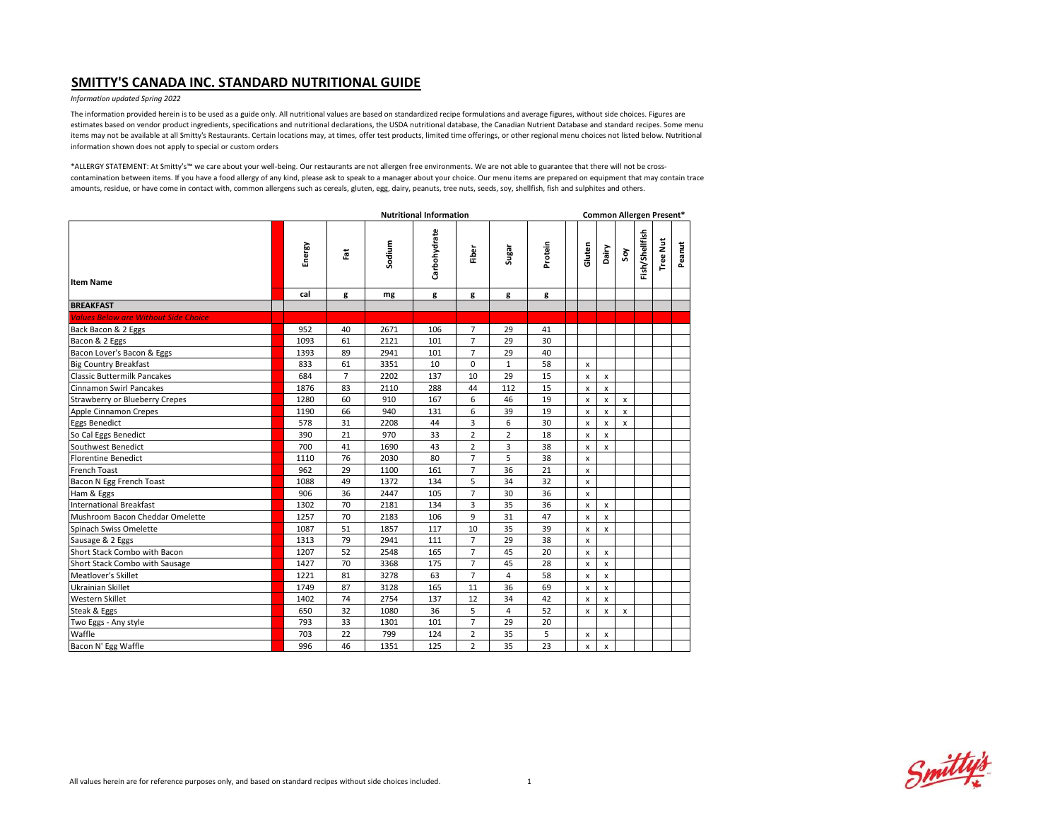# SMITTY'S CANADA INC. STANDARD NUTRITIONAL GUIDE

*Information updated Spring 2022*

The information provided herein is to be used as a guide only. All nutritional values are based on standardized recipe formulations and average figures, without side choices. Figures are estimates based on vendor product ingredients, specifications and nutritional declarations, the USDA nutritional database, the Canadian Nutrient Database and standard recipes. Some menu items may not be available at all Smitty's Restaurants. Certain locations may, at times, offer test products, limited time offerings, or other regional menu choices not listed below. Nutritional information shown does not apply to special or custom orders

*ALLERGY STATEMENT: At Smitty's™ we care about your well-being. Our restaurants are not allergen free environments. We are not able to guarantee that there will not be cross-contamination between items. If you have a food allergy of any kind, please ask to speak to a manager about your choice. Our menu items are prepared on equipment that may contain trace amounts, residue, or have come in contact with, common allergens such as cereals, gluten, egg, dairy, peanuts, tree nuts, seeds, soy, shellfish, fish and sulphites and others.

| | Nutritional Information | | | | | | | Common Allergen Present* | | | | | |
|---|---|---|---|---|---|---|---|---|---|---|---|---|---|
| Item Name | Energy | Fat | Sodium | Carbohydrate | Fiber | Sugar | Protein | Gluten | Dairy | Soy | Fish/Shellfish | Tree Nut | Peanut |
| | cal | g | mg | g | g | g | g | | | | | | |
| **BREAKFAST** | | | | | | | | | | | | | |
| *Values Below are Without Side Choice* | | | | | | | | | | | | | |
| Back Bacon & 2 Eggs | 952 | 40 | 2671 | 106 | 7 | 29 | 41 | | | | | | |
| Bacon & 2 Eggs | 1093 | 61 | 2121 | 101 | 7 | 29 | 30 | | | | | | |
| Bacon Lover's Bacon & Eggs | 1393 | 89 | 2941 | 101 | 7 | 29 | 40 | | | | | | |
| Big Country Breakfast | 833 | 61 | 3351 | 10 | 0 | 1 | 58 | x | | | | | |
| Classic Buttermilk Pancakes | 684 | 7 | 2202 | 137 | 10 | 29 | 15 | x | x | | | | |
| Cinnamon Swirl Pancakes | 1876 | 83 | 2110 | 288 | 44 | 112 | 15 | x | x | | | | |
| Strawberry or Blueberry Crepes | 1280 | 60 | 910 | 167 | 6 | 46 | 19 | x | x | x | | | |
| Apple Cinnamon Crepes | 1190 | 66 | 940 | 131 | 6 | 39 | 19 | x | x | x | | | |
| Eggs Benedict | 578 | 31 | 2208 | 44 | 3 | 6 | 30 | x | x | x | | | |
| So Cal Eggs Benedict | 390 | 21 | 970 | 33 | 2 | 2 | 18 | x | x | | | | |
| Southwest Benedict | 700 | 41 | 1690 | 43 | 2 | 3 | 38 | x | x | | | | |
| Florentine Benedict | 1110 | 76 | 2030 | 80 | 7 | 5 | 38 | x | | | | | |
| French Toast | 962 | 29 | 1100 | 161 | 7 | 36 | 21 | x | | | | | |
| Bacon N Egg French Toast | 1088 | 49 | 1372 | 134 | 5 | 34 | 32 | x | | | | | |
| Ham & Eggs | 906 | 36 | 2447 | 105 | 7 | 30 | 36 | x | | | | | |
| International Breakfast | 1302 | 70 | 2181 | 134 | 3 | 35 | 36 | x | x | | | | |
| Mushroom Bacon Cheddar Omelette | 1257 | 70 | 2183 | 106 | 9 | 31 | 47 | x | x | | | | |
| Spinach Swiss Omelette | 1087 | 51 | 1857 | 117 | 10 | 35 | 39 | x | x | | | | |
| Sausage & 2 Eggs | 1313 | 79 | 2941 | 111 | 7 | 29 | 38 | x | | | | | |
| Short Stack Combo with Bacon | 1207 | 52 | 2548 | 165 | 7 | 45 | 20 | x | x | | | | |
| Short Stack Combo with Sausage | 1427 | 70 | 3368 | 175 | 7 | 45 | 28 | x | x | | | | |
| Meatlover's Skillet | 1221 | 81 | 3278 | 63 | 7 | 4 | 58 | x | x | | | | |
| Ukrainian Skillet | 1749 | 87 | 3128 | 165 | 11 | 36 | 69 | x | x | | | | |
| Western Skillet | 1402 | 74 | 2754 | 137 | 12 | 34 | 42 | x | x | | | | |
| Steak & Eggs | 650 | 32 | 1080 | 36 | 5 | 4 | 52 | x | x | x | | | |
| Two Eggs - Any style | 793 | 33 | 1301 | 101 | 7 | 29 | 20 | | | | | | |
| Waffle | 703 | 22 | 799 | 124 | 2 | 35 | 5 | x | x | | | | |
| Bacon N' Egg Waffle | 996 | 46 | 1351 | 125 | 2 | 35 | 23 | x | x | | | | |

All values herein are for reference purposes only, and based on standard recipes without side choices included.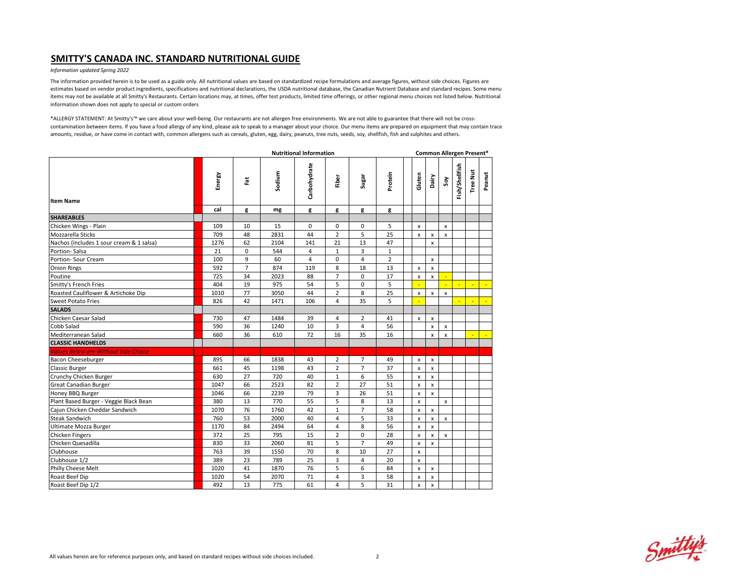# SMITTY'S CANADA INC. STANDARD NUTRITIONAL GUIDE

*Information updated Spring 2022*

The information provided herein is to be used as a guide only. All nutritional values are based on standardized recipe formulations and average figures, without side choices. Figures are estimates based on vendor product ingredients, specifications and nutritional declarations, the USDA nutritional database, the Canadian Nutrient Database and standard recipes. Some menu items may not be available at all Smitty's Restaurants. Certain locations may, at times, offer test products, limited time offerings, or other regional menu choices not listed below. Nutritional information shown does not apply to special or custom orders

*ALLERGY STATEMENT: At Smitty's™ we care about your well-being. Our restaurants are not allergen free environments. We are not able to guarantee that there will not be cross-contamination between items. If you have a food allergy of any kind, please ask to speak to a manager about your choice. Our menu items are prepared on equipment that may contain trace amounts, residue, or have come in contact with, common allergens such as cereals, gluten, egg, dairy, peanuts, tree nuts, seeds, soy, shellfish, fish and sulphites and others.

| | Nutritional Information | | | | | | | Common Allergen Present* | | | | | |
|---|---|---|---|---|---|---|---|---|---|---|---|---|---|
| Item Name | Energy | Fat | Sodium | Carbohydrate | Fiber | Sugar | Protein | Gluten | Dairy | Soy | Fish/Shellfish | Tree Nut | Peanut |
| | cal | g | mg | g | g | g | g | | | | | | |
| **SHAREABLES** | | | | | | | | | | | | | |
| Chicken Wings - Plain | 109 | 10 | 15 | 0 | 0 | 0 | 5 | x | | x | | | |
| Mozzarella Sticks | 709 | 48 | 2831 | 44 | 2 | 5 | 25 | x | x | x | | | |
| Nachos (includes 1 sour cream & 1 salsa) | 1276 | 62 | 2104 | 141 | 21 | 13 | 47 | | x | | | | |
| Portion- Salsa | 21 | 0 | 544 | 4 | 1 | 3 | 1 | | | | | | |
| Portion- Sour Cream | 100 | 9 | 60 | 4 | 0 | 4 | 2 | | x | | | | |
| Onion Rings | 592 | 7 | 874 | 119 | 8 | 18 | 13 | x | x | | | | |
| Poutine | 725 | 34 | 2023 | 88 | 7 | 0 | 17 | x | x | - | | | |
| Smitty's French Fries | 404 | 19 | 975 | 54 | 5 | 0 | 5 | - | | - | - | - | - |
| Roasted Cauliflower & Artichoke Dip | 1010 | 77 | 3050 | 44 | 2 | 8 | 25 | x | x | x | | | |
| Sweet Potato Fries | 826 | 42 | 1471 | 106 | 4 | 35 | 5 | - | | | - | - | - |
| **SALADS** | | | | | | | | | | | | | |
| Chicken Caesar Salad | 730 | 47 | 1484 | 39 | 4 | 2 | 41 | x | x | | | | |
| Cobb Salad | 590 | 36 | 1240 | 10 | 3 | 4 | 56 | | x | x | | | |
| Mediterranean Salad | 660 | 36 | 610 | 72 | 16 | 35 | 16 | | x | x | | - | - |
| **CLASSIC HANDHELDS** | | | | | | | | | | | | | |
| *Values Below are Without Side Choice* | | | | | | | | | | | | | |
| Bacon Cheeseburger | 895 | 66 | 1838 | 43 | 2 | 7 | 49 | x | x | | | | |
| Classic Burger | 661 | 45 | 1198 | 43 | 2 | 7 | 37 | x | x | | | | |
| Crunchy Chicken Burger | 630 | 27 | 720 | 40 | 1 | 6 | 55 | x | x | | | | |
| Great Canadian Burger | 1047 | 66 | 2523 | 82 | 2 | 27 | 51 | x | x | | | | |
| Honey BBQ Burger | 1046 | 66 | 2239 | 79 | 3 | 26 | 51 | x | x | | | | |
| Plant Based Burger - Veggie Black Bean | 380 | 13 | 770 | 55 | 5 | 8 | 13 | x | | x | | | |
| Cajun Chicken Cheddar Sandwich | 1070 | 76 | 1760 | 42 | 1 | 7 | 58 | x | x | | | | |
| Steak Sandwich | 760 | 53 | 2000 | 40 | 4 | 5 | 33 | x | x | x | | | |
| Ultimate Mozza Burger | 1170 | 84 | 2494 | 64 | 4 | 8 | 56 | x | x | | | | |
| Chicken Fingers | 372 | 25 | 795 | 15 | 2 | 0 | 28 | x | x | x | | | |
| Chicken Quesadilla | 830 | 33 | 2060 | 81 | 5 | 7 | 49 | x | x | | | | |
| Clubhouse | 763 | 39 | 1550 | 70 | 8 | 10 | 27 | x | | | | | |
| Clubhouse 1/2 | 389 | 23 | 789 | 25 | 3 | 4 | 20 | x | | | | | |
| Philly Cheese Melt | 1020 | 41 | 1870 | 76 | 5 | 6 | 84 | x | x | | | | |
| Roast Beef Dip | 1020 | 54 | 2070 | 71 | 4 | 3 | 58 | x | x | | | | |
| Roast Beef Dip 1/2 | 492 | 13 | 775 | 61 | 4 | 5 | 31 | x | x | | | | |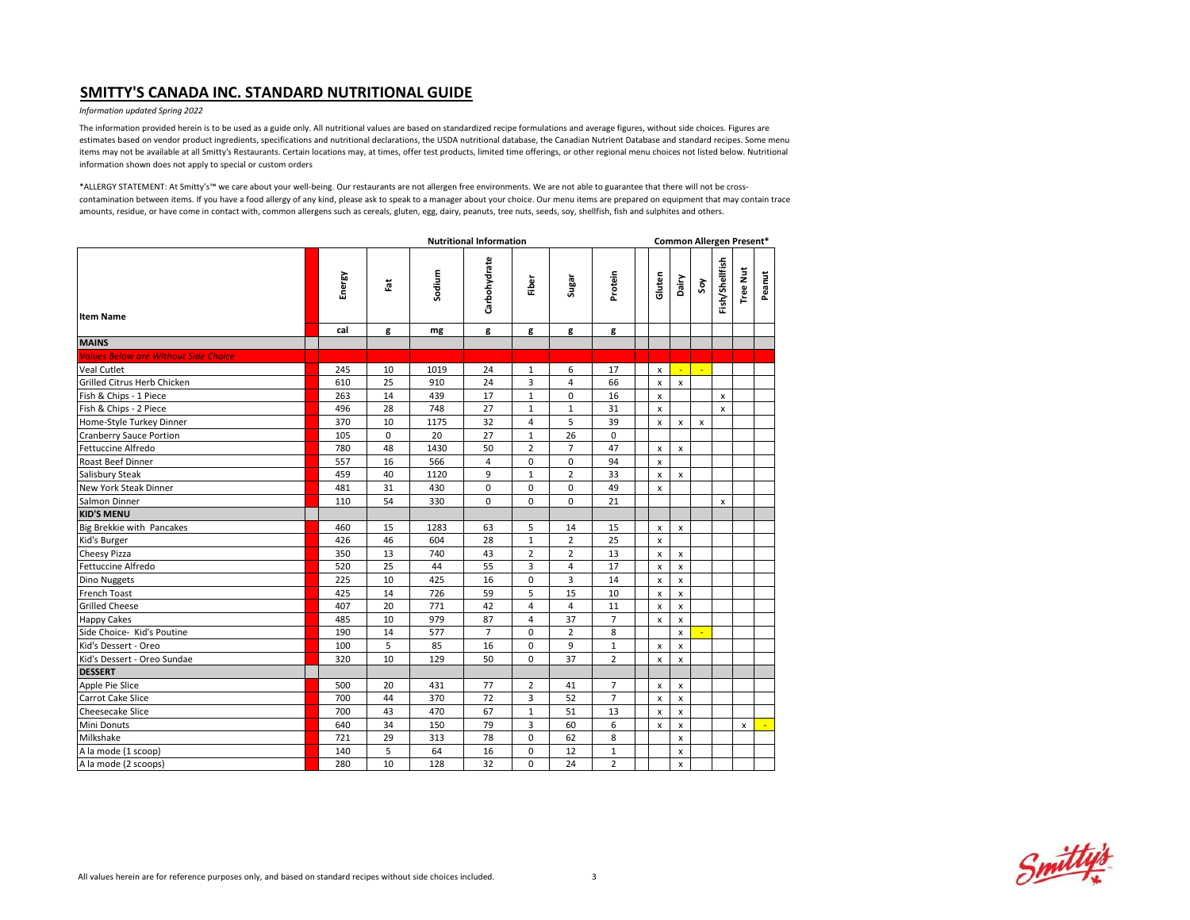# SMITTY'S CANADA INC. STANDARD NUTRITIONAL GUIDE

*Information updated Spring 2022*

The information provided herein is to be used as a guide only. All nutritional values are based on standardized recipe formulations and average figures, without side choices. Figures are estimates based on vendor product ingredients, specifications and nutritional declarations, the USDA nutritional database, the Canadian Nutrient Database and standard recipes. Some menu items may not be available at all Smitty's Restaurants. Certain locations may, at times, offer test products, limited time offerings, or other regional menu choices not listed below. Nutritional information shown does not apply to special or custom orders

*ALLERGY STATEMENT: At Smitty's™ we care about your well-being. Our restaurants are not allergen free environments. We are not able to guarantee that there will not be cross-contamination between items. If you have a food allergy of any kind, please ask to speak to a manager about your choice. Our menu items are prepared on equipment that may contain trace amounts, residue, or have come in contact with, common allergens such as cereals, gluten, egg, dairy, peanuts, tree nuts, seeds, soy, shellfish, fish and sulphites and others.

| | Nutritional Information | | | | | | | Common Allergen Present* | | | | | |
|---|---|---|---|---|---|---|---|---|---|---|---|---|---|
| Item Name | Energy | Fat | Sodium | Carbohydrate | Fiber | Sugar | Protein | Gluten | Dairy | Soy | Fish/Shellfish | Tree Nut | Peanut |
| | cal | g | mg | g | g | g | g | | | | | | |
| **MAINS** | | | | | | | | | | | | | |
| *Values Below are Without Side Choice* | | | | | | | | | | | | | |
| Veal Cutlet | 245 | 10 | 1019 | 24 | 1 | 6 | 17 | x | - | - | | | |
| Grilled Citrus Herb Chicken | 610 | 25 | 910 | 24 | 3 | 4 | 66 | x | x | | | | |
| Fish & Chips - 1 Piece | 263 | 14 | 439 | 17 | 1 | 0 | 16 | x | | | x | | |
| Fish & Chips - 2 Piece | 496 | 28 | 748 | 27 | 1 | 1 | 31 | x | | | x | | |
| Home-Style Turkey Dinner | 370 | 10 | 1175 | 32 | 4 | 5 | 39 | x | x | x | | | |
| Cranberry Sauce Portion | 105 | 0 | 20 | 27 | 1 | 26 | 0 | | | | | | |
| Fettuccine Alfredo | 780 | 48 | 1430 | 50 | 2 | 7 | 47 | x | x | | | | |
| Roast Beef Dinner | 557 | 16 | 566 | 4 | 0 | 0 | 94 | x | | | | | |
| Salisbury Steak | 459 | 40 | 1120 | 9 | 1 | 2 | 33 | x | x | | | | |
| New York Steak Dinner | 481 | 31 | 430 | 0 | 0 | 0 | 49 | x | | | | | |
| Salmon Dinner | 110 | 54 | 330 | 0 | 0 | 0 | 21 | | | | x | | |
| **KID'S MENU** | | | | | | | | | | | | | |
| Big Brekkie with Pancakes | 460 | 15 | 1283 | 63 | 5 | 14 | 15 | x | x | | | | |
| Kid's Burger | 426 | 46 | 604 | 28 | 1 | 2 | 25 | x | | | | | |
| Cheesy Pizza | 350 | 13 | 740 | 43 | 2 | 2 | 13 | x | x | | | | |
| Fettuccine Alfredo | 520 | 25 | 44 | 55 | 3 | 4 | 17 | x | x | | | | |
| Dino Nuggets | 225 | 10 | 425 | 16 | 0 | 3 | 14 | x | x | | | | |
| French Toast | 425 | 14 | 726 | 59 | 5 | 15 | 10 | x | x | | | | |
| Grilled Cheese | 407 | 20 | 771 | 42 | 4 | 4 | 11 | x | x | | | | |
| Happy Cakes | 485 | 10 | 979 | 87 | 4 | 37 | 7 | x | x | | | | |
| Side Choice- Kid's Poutine | 190 | 14 | 577 | 7 | 0 | 2 | 8 | | x | - | | | |
| Kid's Dessert - Oreo | 100 | 5 | 85 | 16 | 0 | 9 | 1 | x | x | | | | |
| Kid's Dessert - Oreo Sundae | 320 | 10 | 129 | 50 | 0 | 37 | 2 | x | x | | | | |
| **DESSERT** | | | | | | | | | | | | | |
| Apple Pie Slice | 500 | 20 | 431 | 77 | 2 | 41 | 7 | x | x | | | | |
| Carrot Cake Slice | 700 | 44 | 370 | 72 | 3 | 52 | 7 | x | x | | | | |
| Cheesecake Slice | 700 | 43 | 470 | 67 | 1 | 51 | 13 | x | x | | | | |
| Mini Donuts | 640 | 34 | 150 | 79 | 3 | 60 | 6 | x | x | | | x | - |
| Milkshake | 721 | 29 | 313 | 78 | 0 | 62 | 8 | | x | | | | |
| A la mode (1 scoop) | 140 | 5 | 64 | 16 | 0 | 12 | 1 | | x | | | | |
| A la mode (2 scoops) | 280 | 10 | 128 | 32 | 0 | 24 | 2 | | x | | | | |

All values herein are for reference purposes only, and based on standard recipes without side choices included.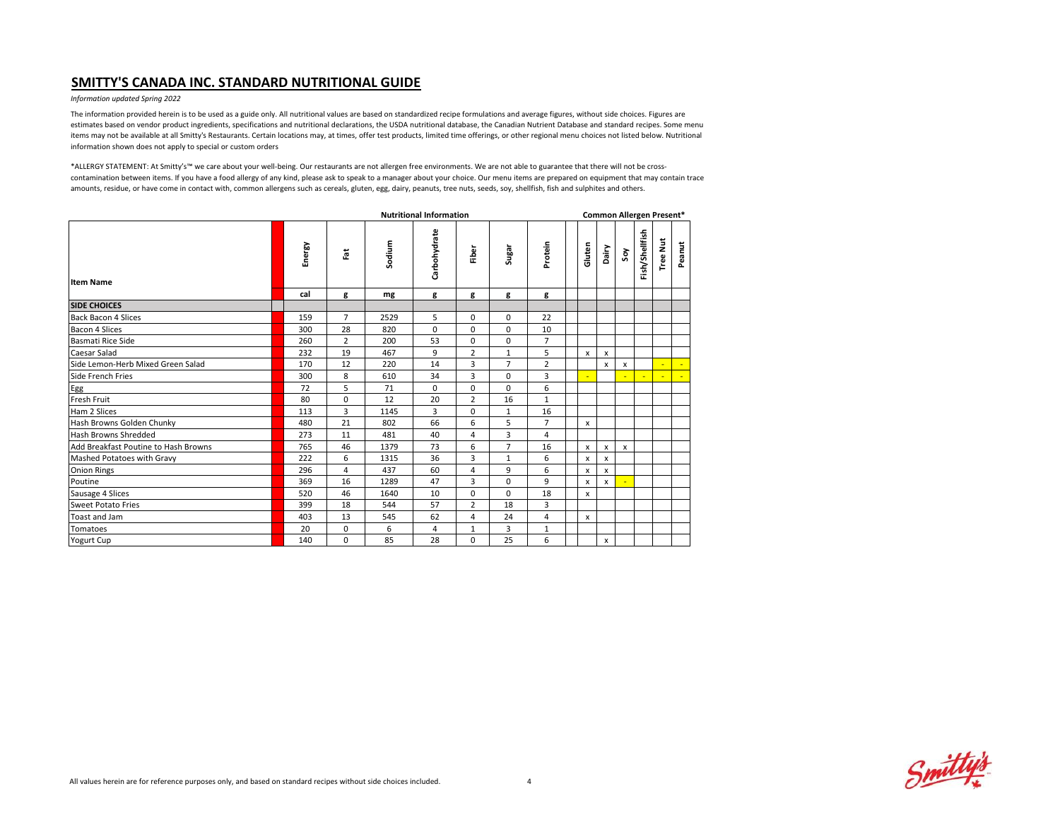## SMITTY'S CANADA INC. STANDARD NUTRITIONAL GUIDE

*Information updated Spring 2022*

The information provided herein is to be used as a guide only. All nutritional values are based on standardized recipe formulations and average figures, without side choices. Figures are estimates based on vendor product ingredients, specifications and nutritional declarations, the USDA nutritional database, the Canadian Nutrient Database and standard recipes. Some menu items may not be available at all Smitty's Restaurants. Certain locations may, at times, offer test products, limited time offerings, or other regional menu choices not listed below. Nutritional information shown does not apply to special or custom orders

*ALLERGY STATEMENT: At Smitty's™ we care about your well-being. Our restaurants are not allergen free environments. We are not able to guarantee that there will not be cross-contamination between items. If you have a food allergy of any kind, please ask to speak to a manager about your choice. Our menu items are prepared on equipment that may contain trace amounts, residue, or have come in contact with, common allergens such as cereals, gluten, egg, dairy, peanuts, tree nuts, seeds, soy, shellfish, fish and sulphites and others.

| | Nutritional Information | | | | | | | Common Allergen Present* | | | | | |
|---|---|---|---|---|---|---|---|---|---|---|---|---|---|
| Item Name | Energy | Fat | Sodium | Carbohydrate | Fiber | Sugar | Protein | Gluten | Dairy | Soy | Fish/Shellfish | Tree Nut | Peanut |
| | cal | g | mg | g | g | g | g | | | | | | |
| **SIDE CHOICES** | | | | | | | | | | | | | |
| Back Bacon 4 Slices | 159 | 7 | 2529 | 5 | 0 | 0 | 22 | | | | | | |
| Bacon 4 Slices | 300 | 28 | 820 | 0 | 0 | 0 | 10 | | | | | | |
| Basmati Rice Side | 260 | 2 | 200 | 53 | 0 | 0 | 7 | | | | | | |
| Caesar Salad | 232 | 19 | 467 | 9 | 2 | 1 | 5 | x | x | | | | |
| Side Lemon-Herb Mixed Green Salad | 170 | 12 | 220 | 14 | 3 | 7 | 2 | | x | x | | - | - |
| Side French Fries | 300 | 8 | 610 | 34 | 3 | 0 | 3 | - | | - | - | - | - |
| Egg | 72 | 5 | 71 | 0 | 0 | 0 | 6 | | | | | | |
| Fresh Fruit | 80 | 0 | 12 | 20 | 2 | 16 | 1 | | | | | | |
| Ham 2 Slices | 113 | 3 | 1145 | 3 | 0 | 1 | 16 | | | | | | |
| Hash Browns Golden Chunky | 480 | 21 | 802 | 66 | 6 | 5 | 7 | x | | | | | |
| Hash Browns Shredded | 273 | 11 | 481 | 40 | 4 | 3 | 4 | | | | | | |
| Add Breakfast Poutine to Hash Browns | 765 | 46 | 1379 | 73 | 6 | 7 | 16 | x | x | x | | | |
| Mashed Potatoes with Gravy | 222 | 6 | 1315 | 36 | 3 | 1 | 6 | x | x | | | | |
| Onion Rings | 296 | 4 | 437 | 60 | 4 | 9 | 6 | x | x | | | | |
| Poutine | 369 | 16 | 1289 | 47 | 3 | 0 | 9 | x | x | - | | | |
| Sausage 4 Slices | 520 | 46 | 1640 | 10 | 0 | 0 | 18 | x | | | | | |
| Sweet Potato Fries | 399 | 18 | 544 | 57 | 2 | 18 | 3 | | | | | | |
| Toast and Jam | 403 | 13 | 545 | 62 | 4 | 24 | 4 | x | | | | | |
| Tomatoes | 20 | 0 | 6 | 4 | 1 | 3 | 1 | | | | | | |
| Yogurt Cup | 140 | 0 | 85 | 28 | 0 | 25 | 6 | | x | | | | |

All values herein are for reference purposes only, and based on standard recipes without side choices included.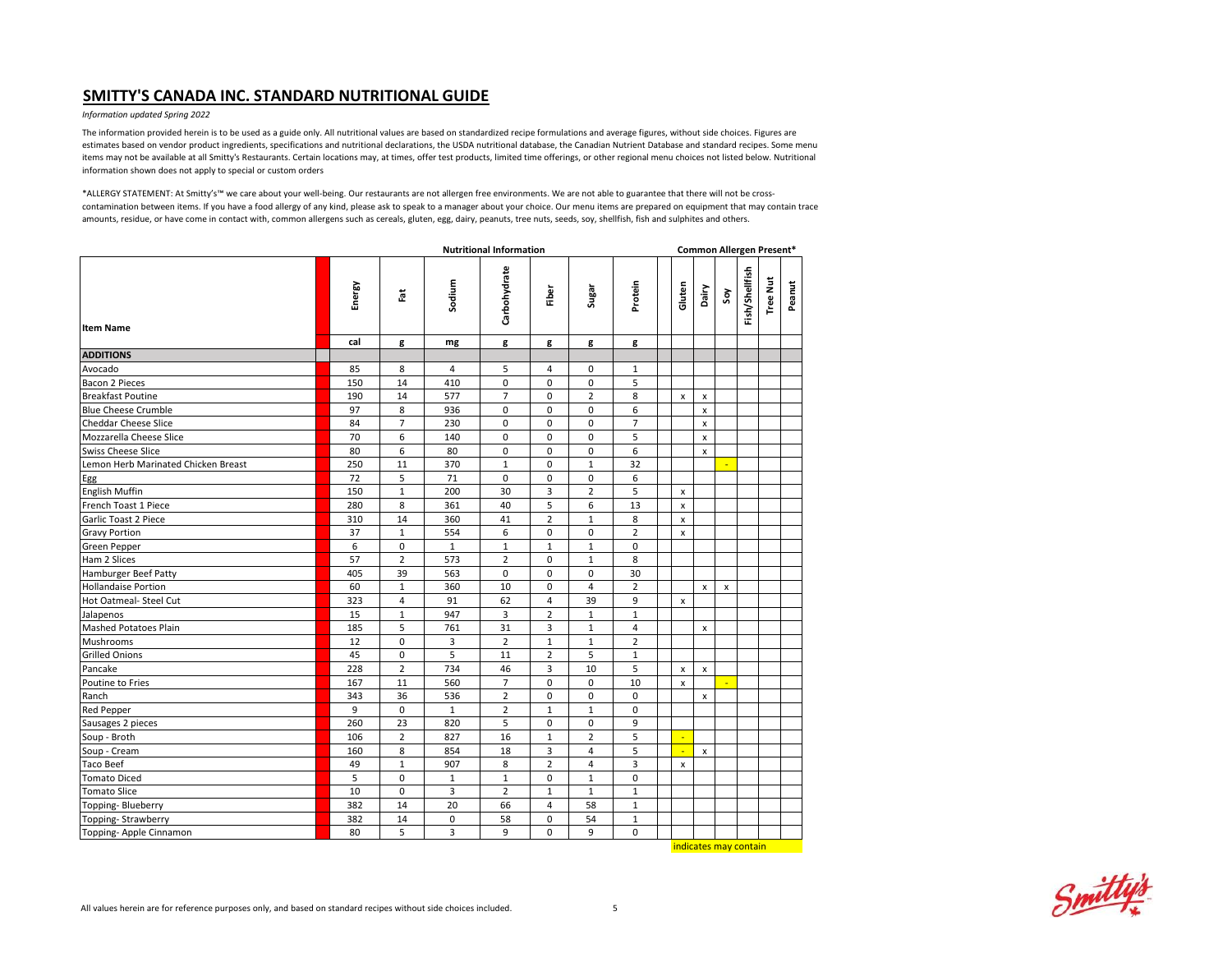## SMITTY'S CANADA INC. STANDARD NUTRITIONAL GUIDE

*Information updated Spring 2022*

The information provided herein is to be used as a guide only. All nutritional values are based on standardized recipe formulations and average figures, without side choices. Figures are estimates based on vendor product ingredients, specifications and nutritional declarations, the USDA nutritional database, the Canadian Nutrient Database and standard recipes. Some menu items may not be available at all Smitty's Restaurants. Certain locations may, at times, offer test products, limited time offerings, or other regional menu choices not listed below. Nutritional information shown does not apply to special or custom orders

*ALLERGY STATEMENT: At Smitty's™ we care about your well-being. Our restaurants are not allergen free environments. We are not able to guarantee that there will not be cross-contamination between items. If you have a food allergy of any kind, please ask to speak to a manager about your choice. Our menu items are prepared on equipment that may contain trace amounts, residue, or have come in contact with, common allergens such as cereals, gluten, egg, dairy, peanuts, tree nuts, seeds, soy, shellfish, fish and sulphites and others.

| | Nutritional Information | | | | | | | Common Allergen Present* | | | | | |
|---|---|---|---|---|---|---|---|---|---|---|---|---|---|
| Item Name | Energy | Fat | Sodium | Carbohydrate | Fiber | Sugar | Protein | Gluten | Dairy | Soy | Fish/Shellfish | Tree Nut | Peanut |
| | cal | g | mg | g | g | g | g | | | | | | |
| **ADDITIONS** | | | | | | | | | | | | | |
| Avocado | 85 | 8 | 4 | 5 | 4 | 0 | 1 | | | | | | |
| Bacon 2 Pieces | 150 | 14 | 410 | 0 | 0 | 0 | 5 | | | | | | |
| Breakfast Poutine | 190 | 14 | 577 | 7 | 0 | 2 | 8 | x | x | | | | |
| Blue Cheese Crumble | 97 | 8 | 936 | 0 | 0 | 0 | 6 | | x | | | | |
| Cheddar Cheese Slice | 84 | 7 | 230 | 0 | 0 | 0 | 7 | | x | | | | |
| Mozzarella Cheese Slice | 70 | 6 | 140 | 0 | 0 | 0 | 5 | | x | | | | |
| Swiss Cheese Slice | 80 | 6 | 80 | 0 | 0 | 0 | 6 | | x | | | | |
| Lemon Herb Marinated Chicken Breast | 250 | 11 | 370 | 1 | 0 | 1 | 32 | | | - | | | |
| Egg | 72 | 5 | 71 | 0 | 0 | 0 | 6 | | | | | | |
| English Muffin | 150 | 1 | 200 | 30 | 3 | 2 | 5 | x | | | | | |
| French Toast 1 Piece | 280 | 8 | 361 | 40 | 5 | 6 | 13 | x | | | | | |
| Garlic Toast 2 Piece | 310 | 14 | 360 | 41 | 2 | 1 | 8 | x | | | | | |
| Gravy Portion | 37 | 1 | 554 | 6 | 0 | 0 | 2 | x | | | | | |
| Green Pepper | 6 | 0 | 1 | 1 | 1 | 1 | 0 | | | | | | |
| Ham 2 Slices | 57 | 2 | 573 | 2 | 0 | 1 | 8 | | | | | | |
| Hamburger Beef Patty | 405 | 39 | 563 | 0 | 0 | 0 | 30 | | | | | | |
| Hollandaise Portion | 60 | 1 | 360 | 10 | 0 | 4 | 2 | | x | x | | | |
| Hot Oatmeal- Steel Cut | 323 | 4 | 91 | 62 | 4 | 39 | 9 | x | | | | | |
| Jalapenos | 15 | 1 | 947 | 3 | 2 | 1 | 1 | | | | | | |
| Mashed Potatoes Plain | 185 | 5 | 761 | 31 | 3 | 1 | 4 | | x | | | | |
| Mushrooms | 12 | 0 | 3 | 2 | 1 | 1 | 2 | | | | | | |
| Grilled Onions | 45 | 0 | 5 | 11 | 2 | 5 | 1 | | | | | | |
| Pancake | 228 | 2 | 734 | 46 | 3 | 10 | 5 | x | x | | | | |
| Poutine to Fries | 167 | 11 | 560 | 7 | 0 | 0 | 10 | x | | - | | | |
| Ranch | 343 | 36 | 536 | 2 | 0 | 0 | 0 | | x | | | | |
| Red Pepper | 9 | 0 | 1 | 2 | 1 | 1 | 0 | | | | | | |
| Sausages 2 pieces | 260 | 23 | 820 | 5 | 0 | 0 | 9 | | | | | | |
| Soup - Broth | 106 | 2 | 827 | 16 | 1 | 2 | 5 | - | | | | | |
| Soup - Cream | 160 | 8 | 854 | 18 | 3 | 4 | 5 | - | x | | | | |
| Taco Beef | 49 | 1 | 907 | 8 | 2 | 4 | 3 | x | | | | | |
| Tomato Diced | 5 | 0 | 1 | 1 | 0 | 1 | 0 | | | | | | |
| Tomato Slice | 10 | 0 | 3 | 2 | 1 | 1 | 1 | | | | | | |
| Topping- Blueberry | 382 | 14 | 20 | 66 | 4 | 58 | 1 | | | | | | |
| Topping- Strawberry | 382 | 14 | 0 | 58 | 0 | 54 | 1 | | | | | | |
| Topping- Apple Cinnamon | 80 | 5 | 3 | 9 | 0 | 9 | 0 | | | | | | |

- indicates may contain

All values herein are for reference purposes only, and based on standard recipes without side choices included.